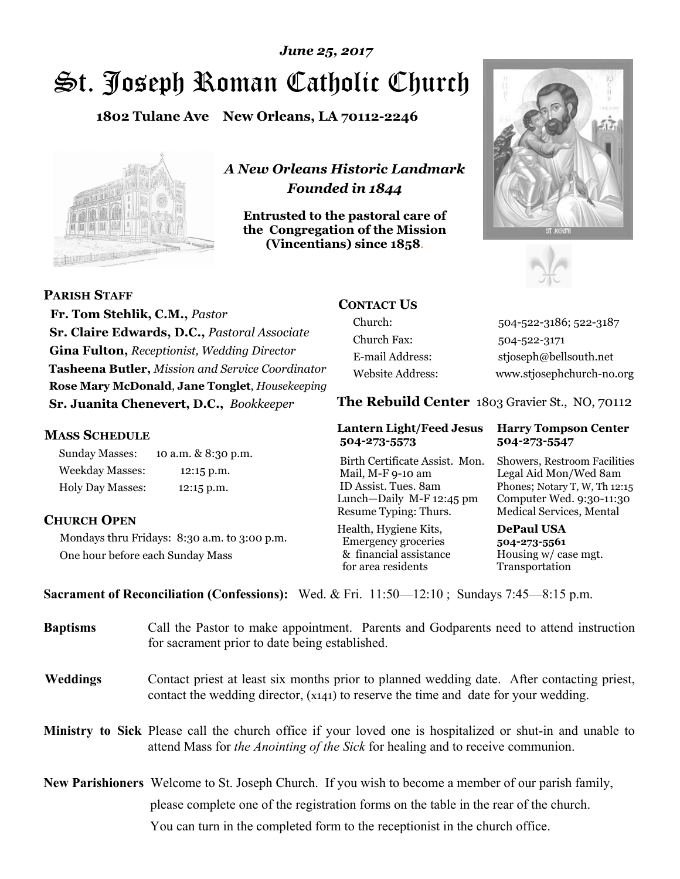*June 25, 2017*

# St. Joseph Roman Catholic Church

**1802 Tulane Ave New Orleans, LA 70112-2246**

*A New Orleans Historic Landmark*
*Founded in 1844*

**Entrusted to the pastoral care of the Congregation of the Mission (Vincentians) since 1858.**

## PARISH STAFF

**Fr. Tom Stehlik, C.M.,** *Pastor*
**Sr. Claire Edwards, D.C.,** *Pastoral Associate*
**Gina Fulton,** *Receptionist, Wedding Director*
**Tasheena Butler,** *Mission and Service Coordinator*
**Rose Mary McDonald**, **Jane Tonglet**, *Housekeeping*
**Sr. Juanita Chenevert, D.C.,** *Bookkeeper*

## MASS SCHEDULE

| | |
|---|---|
| Sunday Masses: | 10 a.m. & 8:30 p.m. |
| Weekday Masses: | 12:15 p.m. |
| Holy Day Masses: | 12:15 p.m. |

## CHURCH OPEN

Mondays thru Fridays: 8:30 a.m. to 3:00 p.m.
One hour before each Sunday Mass

## CONTACT US

| | |
|---|---|
| Church: | 504-522-3186; 522-3187 |
| Church Fax: | 504-522-3171 |
| E-mail Address: | stjoseph@bellsouth.net |
| Website Address: | www.stjosephchurch-no.org |

## The Rebuild Center 1803 Gravier St., NO, 70112

| Lantern Light/Feed Jesus 504-273-5573 | Harry Tompson Center 504-273-5547 |
|---|---|
| Birth Certificate Assist. Mon. Mail, M-F 9-10 am ID Assist. Tues. 8am Lunch—Daily M-F 12:45 pm Resume Typing: Thurs. | Showers, Restroom Facilities Legal Aid Mon/Wed 8am Phones; Notary T, W, Th 12:15 Computer Wed. 9:30-11:30 Medical Services, Mental |
| Health, Hygiene Kits, Emergency groceries & financial assistance for area residents | **DePaul USA 504-273-5561** Housing w/ case mgt. Transportation |

**Sacrament of Reconciliation (Confessions):** Wed. & Fri. 11:50—12:10 ; Sundays 7:45—8:15 p.m.

**Baptisms** Call the Pastor to make appointment. Parents and Godparents need to attend instruction for sacrament prior to date being established.

**Weddings** Contact priest at least six months prior to planned wedding date. After contacting priest, contact the wedding director, (x141) to reserve the time and date for your wedding.

**Ministry to Sick** Please call the church office if your loved one is hospitalized or shut-in and unable to attend Mass for *the Anointing of the Sick* for healing and to receive communion.

**New Parishioners** Welcome to St. Joseph Church. If you wish to become a member of our parish family, please complete one of the registration forms on the table in the rear of the church. You can turn in the completed form to the receptionist in the church office.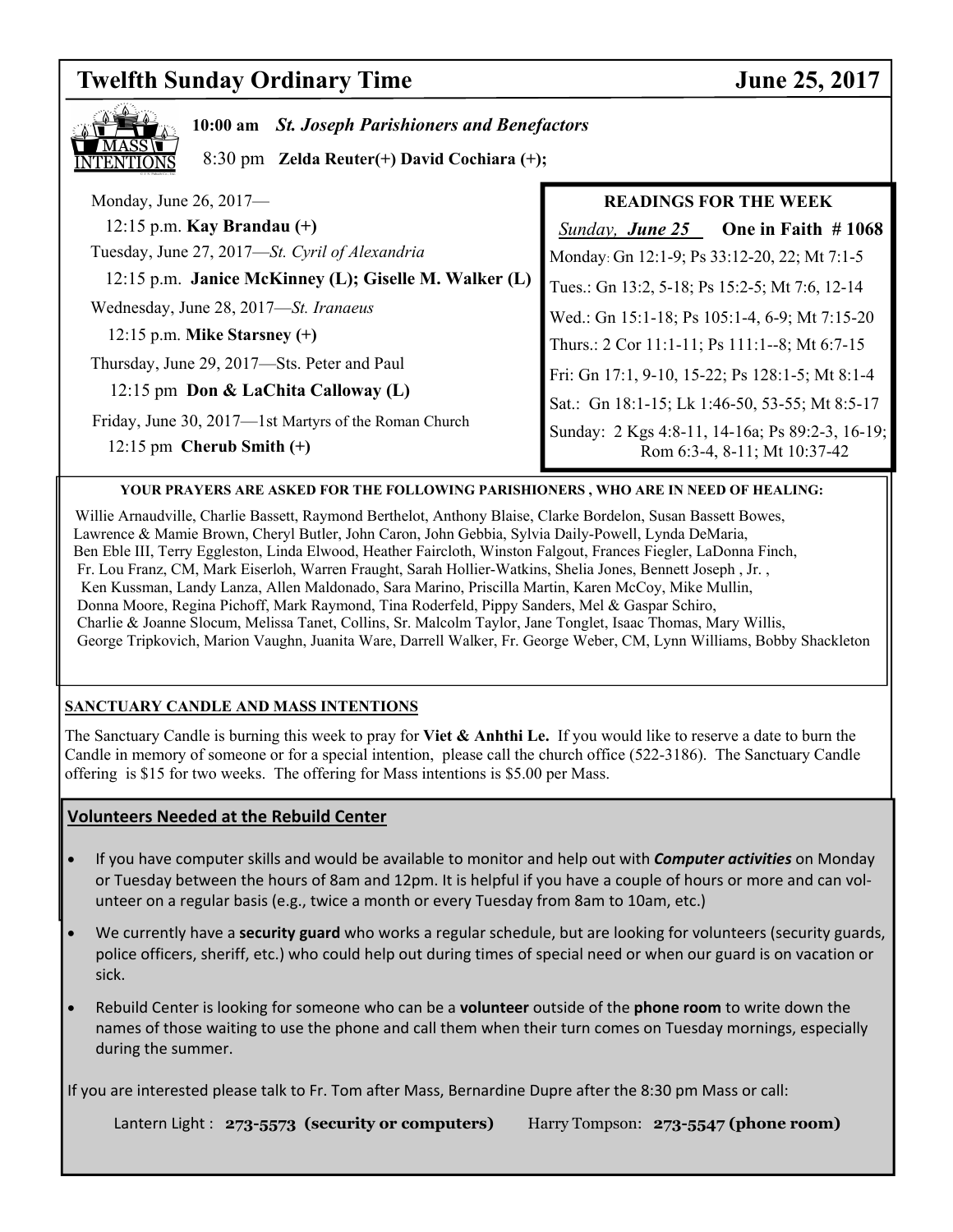# Twelfth Sunday Ordinary Time — June 25, 2017

**MASS INTENTIONS**

**10:00 am** ***St. Joseph Parishioners and Benefactors***

8:30 pm **Zelda Reuter(+) David Cochiara (+);**

Monday, June 26, 2017—
12:15 p.m. **Kay Brandau (+)**

Tuesday, June 27, 2017—*St. Cyril of Alexandria*
12:15 p.m. **Janice McKinney (L); Giselle M. Walker (L)**

Wednesday, June 28, 2017—*St. Iranaeus*
12:15 p.m. **Mike Starsney (+)**

Thursday, June 29, 2017—Sts. Peter and Paul
12:15 pm **Don & LaChita Calloway (L)**

Friday, June 30, 2017—1st Martyrs of the Roman Church
12:15 pm **Cherub Smith (+)**

**READINGS FOR THE WEEK**

*Sunday, **June 25*** **One in Faith # 1068**

Monday: Gn 12:1-9; Ps 33:12-20, 22; Mt 7:1-5

Tues.: Gn 13:2, 5-18; Ps 15:2-5; Mt 7:6, 12-14

Wed.: Gn 15:1-18; Ps 105:1-4, 6-9; Mt 7:15-20

Thurs.: 2 Cor 11:1-11; Ps 111:1--8; Mt 6:7-15

Fri: Gn 17:1, 9-10, 15-22; Ps 128:1-5; Mt 8:1-4

Sat.: Gn 18:1-15; Lk 1:46-50, 53-55; Mt 8:5-17

Sunday: 2 Kgs 4:8-11, 14-16a; Ps 89:2-3, 16-19; Rom 6:3-4, 8-11; Mt 10:37-42

**YOUR PRAYERS ARE ASKED FOR THE FOLLOWING PARISHIONERS , WHO ARE IN NEED OF HEALING:**

Willie Arnaudville, Charlie Bassett, Raymond Berthelot, Anthony Blaise, Clarke Bordelon, Susan Bassett Bowes, Lawrence & Mamie Brown, Cheryl Butler, John Caron, John Gebbia, Sylvia Daily-Powell, Lynda DeMaria, Ben Eble III, Terry Eggleston, Linda Elwood, Heather Faircloth, Winston Falgout, Frances Fiegler, LaDonna Finch, Fr. Lou Franz, CM, Mark Eiserloh, Warren Fraught, Sarah Hollier-Watkins, Shelia Jones, Bennett Joseph , Jr. , Ken Kussman, Landy Lanza, Allen Maldonado, Sara Marino, Priscilla Martin, Karen McCoy, Mike Mullin, Donna Moore, Regina Pichoff, Mark Raymond, Tina Roderfeld, Pippy Sanders, Mel & Gaspar Schiro, Charlie & Joanne Slocum, Melissa Tanet, Collins, Sr. Malcolm Taylor, Jane Tonglet, Isaac Thomas, Mary Willis, George Tripkovich, Marion Vaughn, Juanita Ware, Darrell Walker, Fr. George Weber, CM, Lynn Williams, Bobby Shackleton

**SANCTUARY CANDLE AND MASS INTENTIONS**

The Sanctuary Candle is burning this week to pray for **Viet & Anhthi Le.** If you would like to reserve a date to burn the Candle in memory of someone or for a special intention, please call the church office (522-3186). The Sanctuary Candle offering is $15 for two weeks. The offering for Mass intentions is $5.00 per Mass.

## Volunteers Needed at the Rebuild Center

- If you have computer skills and would be available to monitor and help out with ***Computer activities*** on Monday or Tuesday between the hours of 8am and 12pm. It is helpful if you have a couple of hours or more and can volunteer on a regular basis (e.g., twice a month or every Tuesday from 8am to 10am, etc.)
- We currently have a **security guard** who works a regular schedule, but are looking for volunteers (security guards, police officers, sheriff, etc.) who could help out during times of special need or when our guard is on vacation or sick.
- Rebuild Center is looking for someone who can be a **volunteer** outside of the **phone room** to write down the names of those waiting to use the phone and call them when their turn comes on Tuesday mornings, especially during the summer.

If you are interested please talk to Fr. Tom after Mass, Bernardine Dupre after the 8:30 pm Mass or call:

Lantern Light : **273-5573 (security or computers)** Harry Tompson: **273-5547 (phone room)**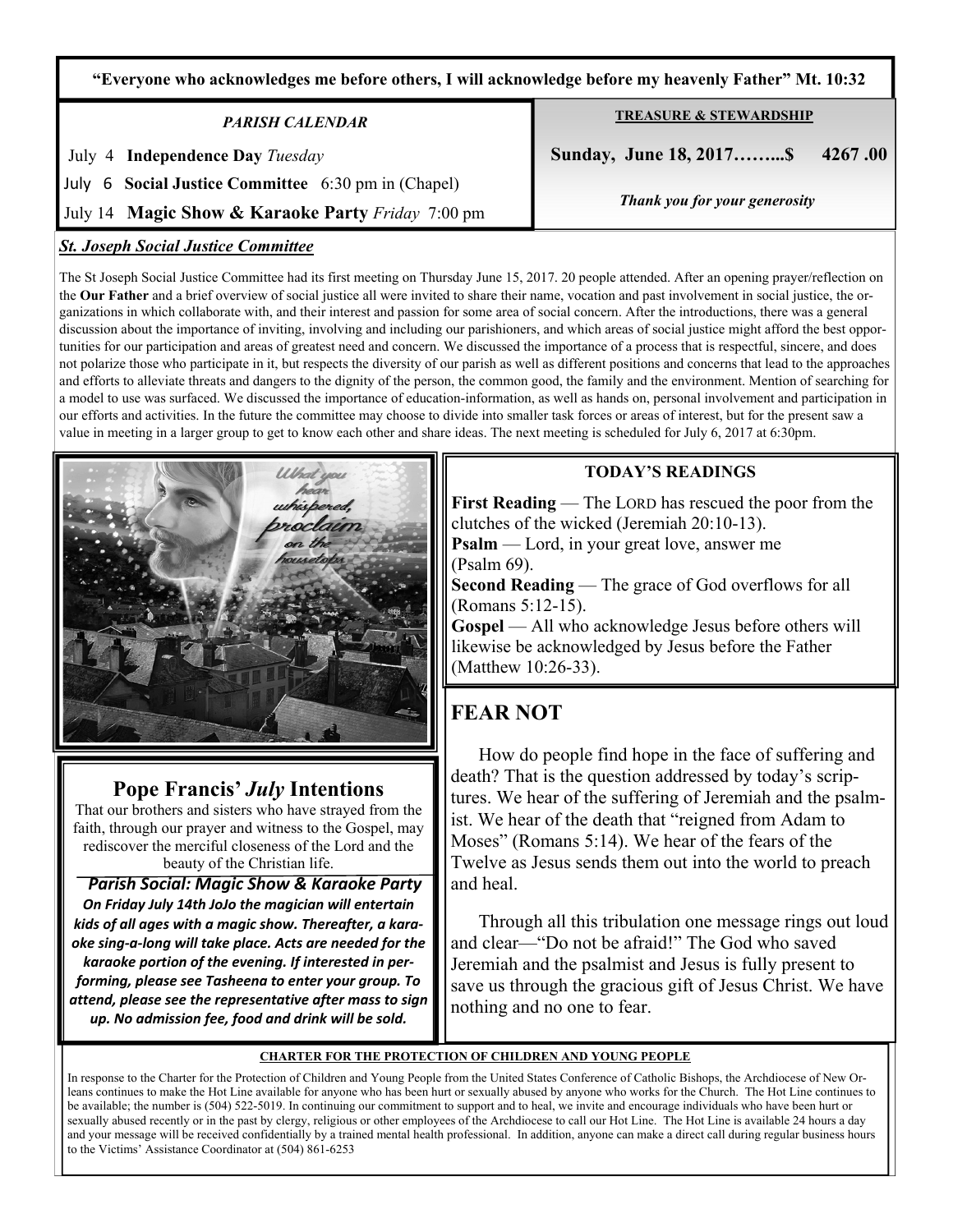**"Everyone who acknowledges me before others, I will acknowledge before my heavenly Father" Mt. 10:32**

*PARISH CALENDAR*

July 4 **Independence Day** *Tuesday*

July 6 **Social Justice Committee** 6:30 pm in (Chapel)

July 14 **Magic Show & Karaoke Party** *Friday* 7:00 pm

**TREASURE & STEWARDSHIP**

**Sunday, June 18, 2017……..$ 4267 .00**

***Thank you for your generosity***

***St. Joseph Social Justice Committee***

The St Joseph Social Justice Committee had its first meeting on Thursday June 15, 2017. 20 people attended. After an opening prayer/reflection on the **Our Father** and a brief overview of social justice all were invited to share their name, vocation and past involvement in social justice, the organizations in which collaborate with, and their interest and passion for some area of social concern. After the introductions, there was a general discussion about the importance of inviting, involving and including our parishioners, and which areas of social justice might afford the best opportunities for our participation and areas of greatest need and concern. We discussed the importance of a process that is respectful, sincere, and does not polarize those who participate in it, but respects the diversity of our parish as well as different positions and concerns that lead to the approaches and efforts to alleviate threats and dangers to the dignity of the person, the common good, the family and the environment. Mention of searching for a model to use was surfaced. We discussed the importance of education-information, as well as hands on, personal involvement and participation in our efforts and activities. In the future the committee may choose to divide into smaller task forces or areas of interest, but for the present saw a value in meeting in a larger group to get to know each other and share ideas. The next meeting is scheduled for July 6, 2017 at 6:30pm.

## Pope Francis' *July* Intentions

That our brothers and sisters who have strayed from the faith, through our prayer and witness to the Gospel, may rediscover the merciful closeness of the Lord and the beauty of the Christian life.

***Parish Social: Magic Show & Karaoke Party***

***On Friday July 14th JoJo the magician will entertain kids of all ages with a magic show. Thereafter, a karaoke sing-a-long will take place. Acts are needed for the karaoke portion of the evening. If interested in performing, please see Tasheena to enter your group. To attend, please see the representative after mass to sign up. No admission fee, food and drink will be sold.***

**TODAY'S READINGS**

**First Reading** — The LORD has rescued the poor from the clutches of the wicked (Jeremiah 20:10-13).
**Psalm** — Lord, in your great love, answer me (Psalm 69).
**Second Reading** — The grace of God overflows for all (Romans 5:12-15).
**Gospel** — All who acknowledge Jesus before others will likewise be acknowledged by Jesus before the Father (Matthew 10:26-33).

## FEAR NOT

How do people find hope in the face of suffering and death? That is the question addressed by today's scriptures. We hear of the suffering of Jeremiah and the psalmist. We hear of the death that "reigned from Adam to Moses" (Romans 5:14). We hear of the fears of the Twelve as Jesus sends them out into the world to preach and heal.

Through all this tribulation one message rings out loud and clear—"Do not be afraid!" The God who saved Jeremiah and the psalmist and Jesus is fully present to save us through the gracious gift of Jesus Christ. We have nothing and no one to fear.

**CHARTER FOR THE PROTECTION OF CHILDREN AND YOUNG PEOPLE**

In response to the Charter for the Protection of Children and Young People from the United States Conference of Catholic Bishops, the Archdiocese of New Orleans continues to make the Hot Line available for anyone who has been hurt or sexually abused by anyone who works for the Church. The Hot Line continues to be available; the number is (504) 522-5019. In continuing our commitment to support and to heal, we invite and encourage individuals who have been hurt or sexually abused recently or in the past by clergy, religious or other employees of the Archdiocese to call our Hot Line. The Hot Line is available 24 hours a day and your message will be received confidentially by a trained mental health professional. In addition, anyone can make a direct call during regular business hours to the Victims' Assistance Coordinator at (504) 861-6253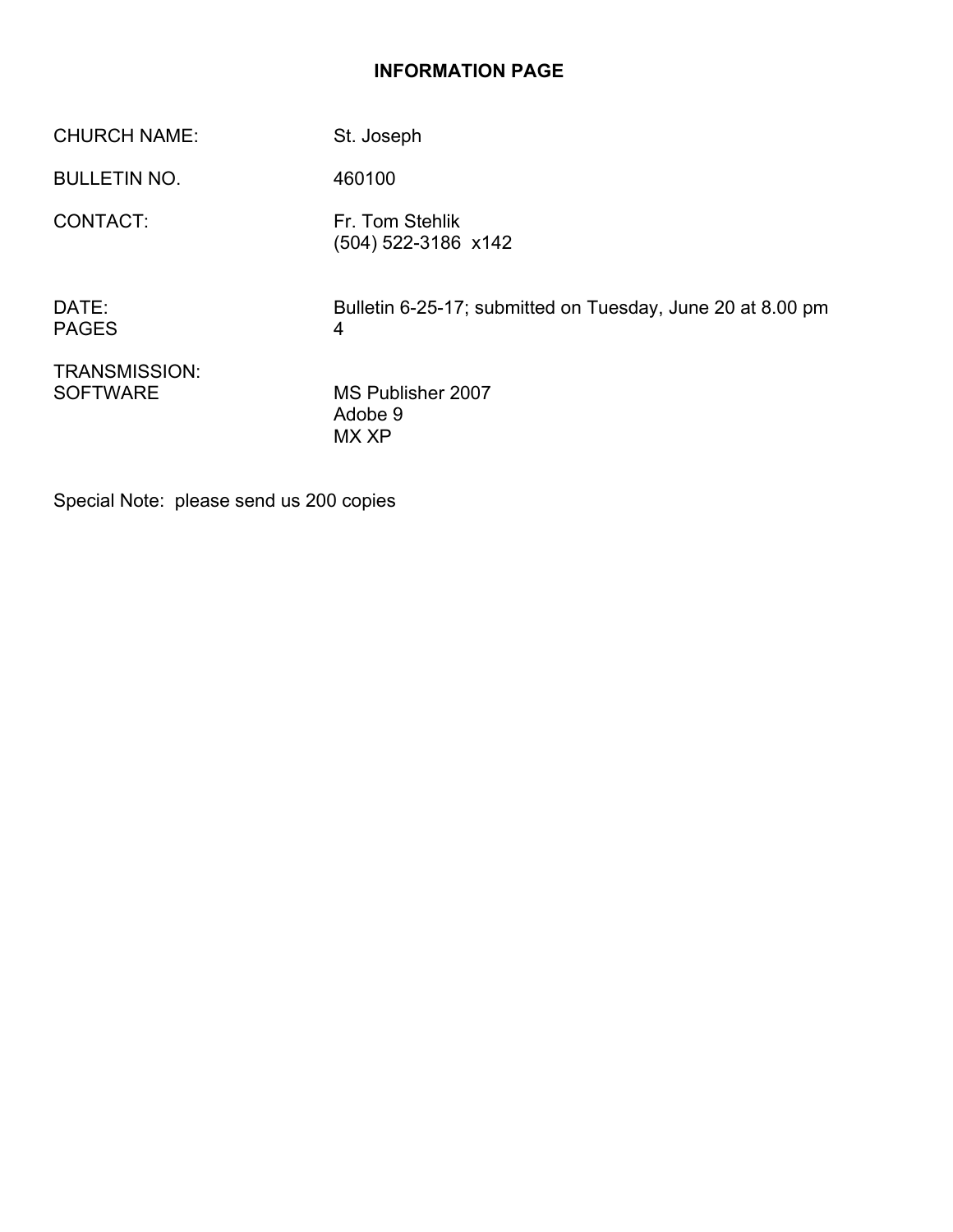# INFORMATION PAGE

| | |
|---|---|
| CHURCH NAME: | St. Joseph |
| BULLETIN NO. | 460100 |
| CONTACT: | Fr. Tom Stehlik<br>(504) 522-3186 x142 |
| DATE: | Bulletin 6-25-17; submitted on Tuesday, June 20 at 8.00 pm |
| PAGES | 4 |
| TRANSMISSION: | |
| SOFTWARE | MS Publisher 2007<br>Adobe 9<br>MX XP |

Special Note: please send us 200 copies